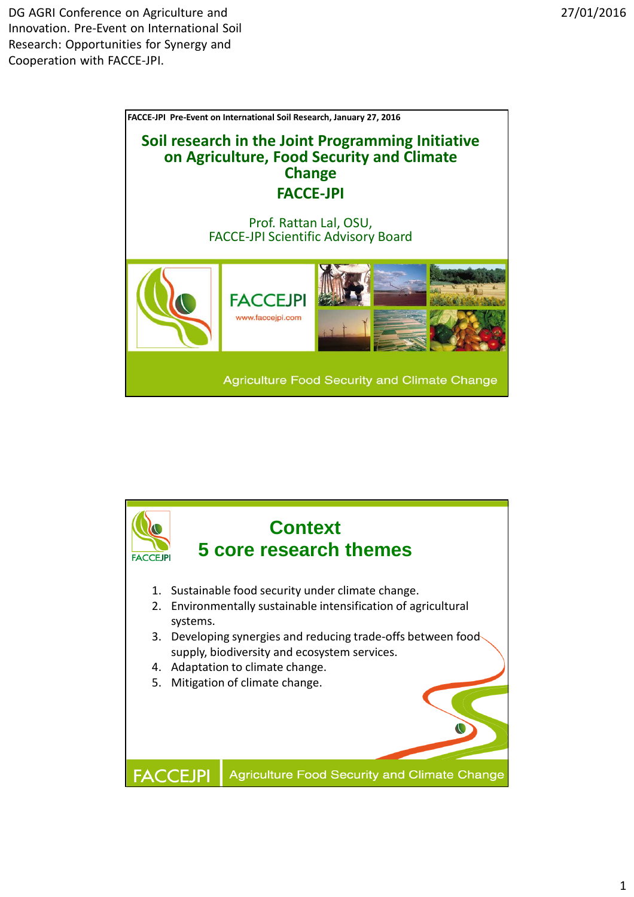DG AGRI Conference on Agriculture and Innovation. Pre-Event on International Soil Research: Opportunities for Synergy and Cooperation with FACCE-JPI.

27/01/2016

FACCE-JPI Pre-Event on International Soil Research, January 27, 2016

# Soil research in the Joint Programming Initiative on Agriculture, Food Security and Climate Change

## FACCE-JPI

Prof. Rattan Lal, OSU,
FACCE-JPI Scientific Advisory Board

FACCEJPI
www.faccejpi.com

Agriculture Food Security and Climate Change

# Context
## 5 core research themes

1. Sustainable food security under climate change.
2. Environmentally sustainable intensification of agricultural systems.
3. Developing synergies and reducing trade-offs between food supply, biodiversity and ecosystem services.
4. Adaptation to climate change.
5. Mitigation of climate change.

FACCEJPI Agriculture Food Security and Climate Change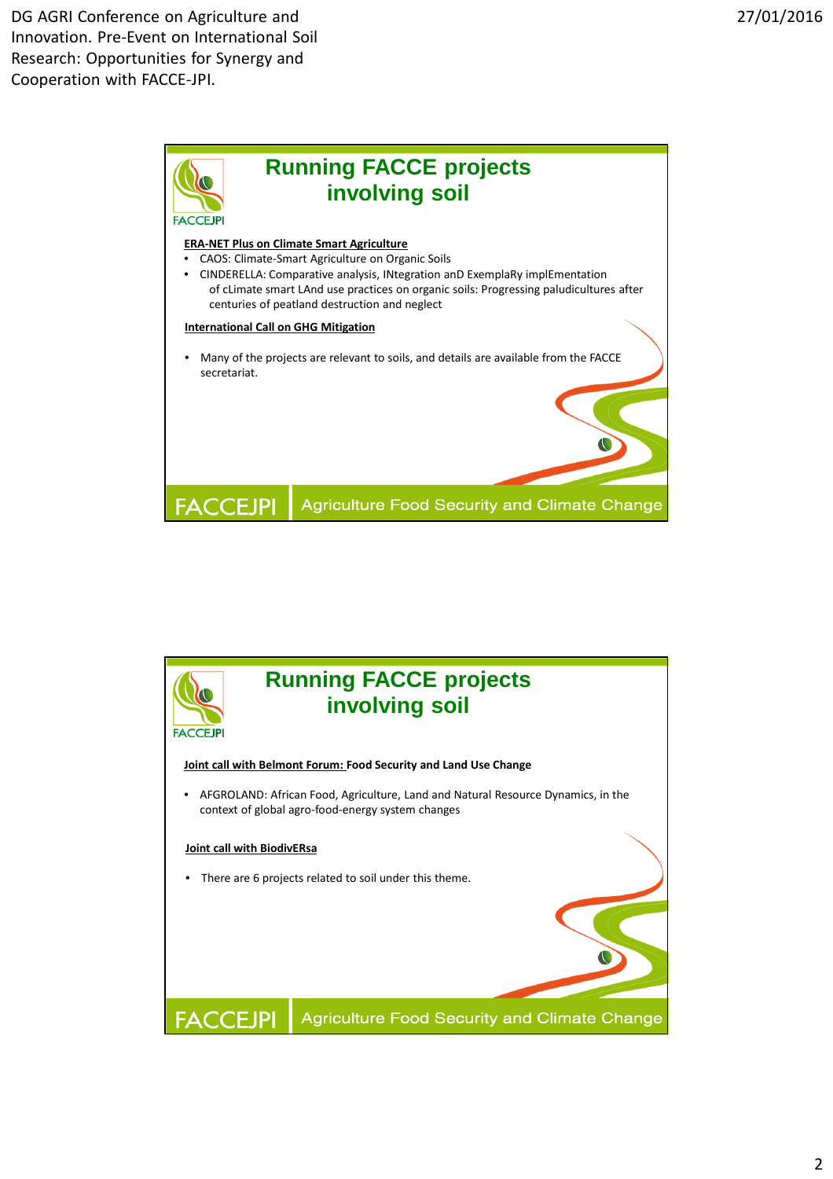## Running FACCE projects involving soil

**ERA-NET Plus on Climate Smart Agriculture**

- CAOS: Climate-Smart Agriculture on Organic Soils
- CINDERELLA: Comparative analysis, INtegration anD ExemplaRy implEmentation of cLimate smart LAnd use practices on organic soils: Progressing paludicultures after centuries of peatland destruction and neglect

**International Call on GHG Mitigation**

- Many of the projects are relevant to soils, and details are available from the FACCE secretariat.

FACCEJPI Agriculture Food Security and Climate Change

## Running FACCE projects involving soil

**Joint call with Belmont Forum: Food Security and Land Use Change**

- AFGROLAND: African Food, Agriculture, Land and Natural Resource Dynamics, in the context of global agro-food-energy system changes

**Joint call with BiodivERsa**

- There are 6 projects related to soil under this theme.

FACCEJPI Agriculture Food Security and Climate Change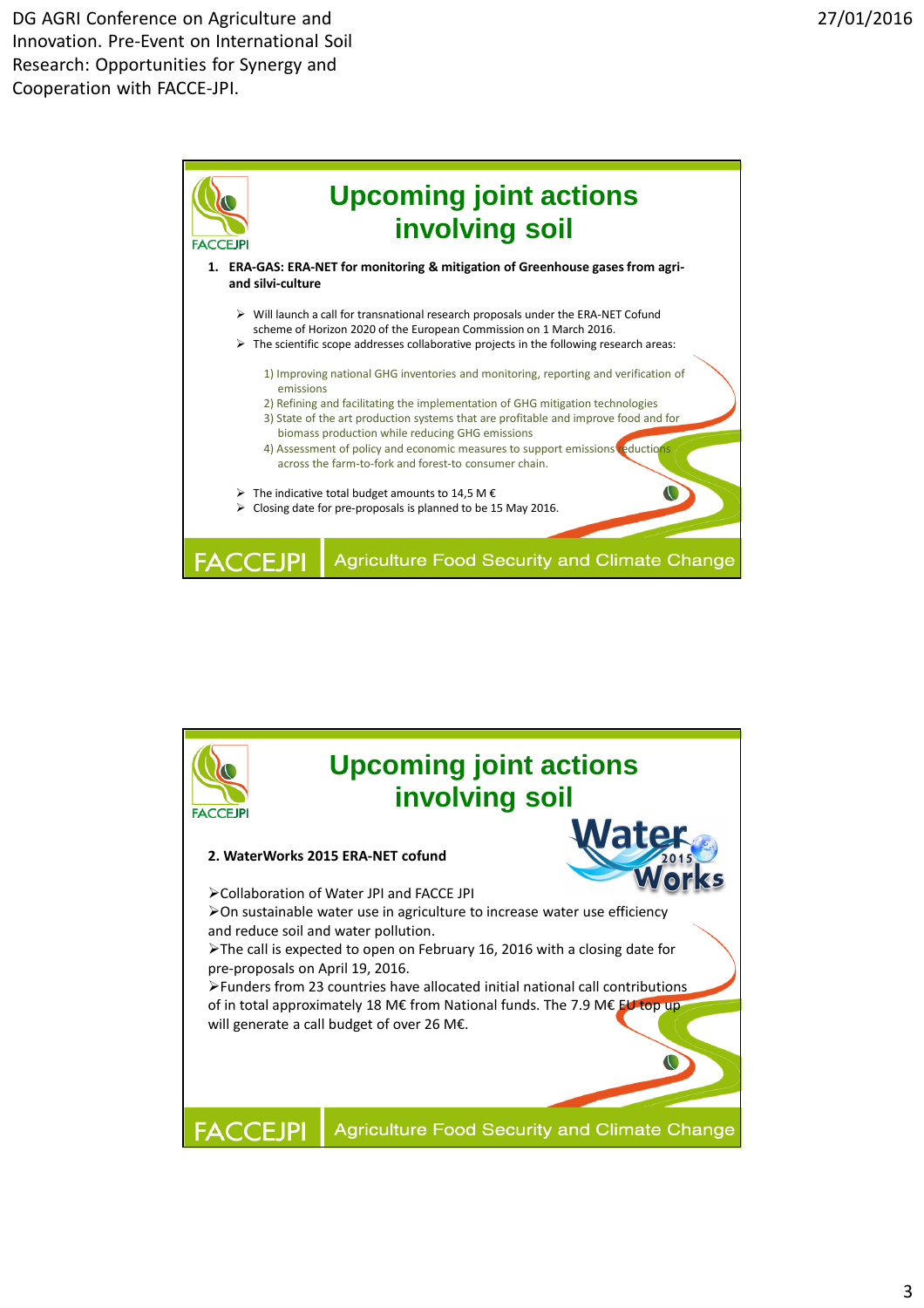## Upcoming joint actions involving soil

**1. ERA-GAS: ERA-NET for monitoring & mitigation of Greenhouse gases from agri- and silvi-culture**

- Will launch a call for transnational research proposals under the ERA-NET Cofund scheme of Horizon 2020 of the European Commission on 1 March 2016.
- The scientific scope addresses collaborative projects in the following research areas:

  1) Improving national GHG inventories and monitoring, reporting and verification of emissions
  2) Refining and facilitating the implementation of GHG mitigation technologies
  3) State of the art production systems that are profitable and improve food and for biomass production while reducing GHG emissions
  4) Assessment of policy and economic measures to support emissions reductions across the farm-to-fork and forest-to consumer chain.

- The indicative total budget amounts to 14,5 M €
- Closing date for pre-proposals is planned to be 15 May 2016.

FACCEJPI Agriculture Food Security and Climate Change

## Upcoming joint actions involving soil

**2. WaterWorks 2015 ERA-NET cofund**

- Collaboration of Water JPI and FACCE JPI
- On sustainable water use in agriculture to increase water use efficiency and reduce soil and water pollution.
- The call is expected to open on February 16, 2016 with a closing date for pre-proposals on April 19, 2016.
- Funders from 23 countries have allocated initial national call contributions of in total approximately 18 M€ from National funds. The 7.9 M€ EU top up will generate a call budget of over 26 M€.

FACCEJPI Agriculture Food Security and Climate Change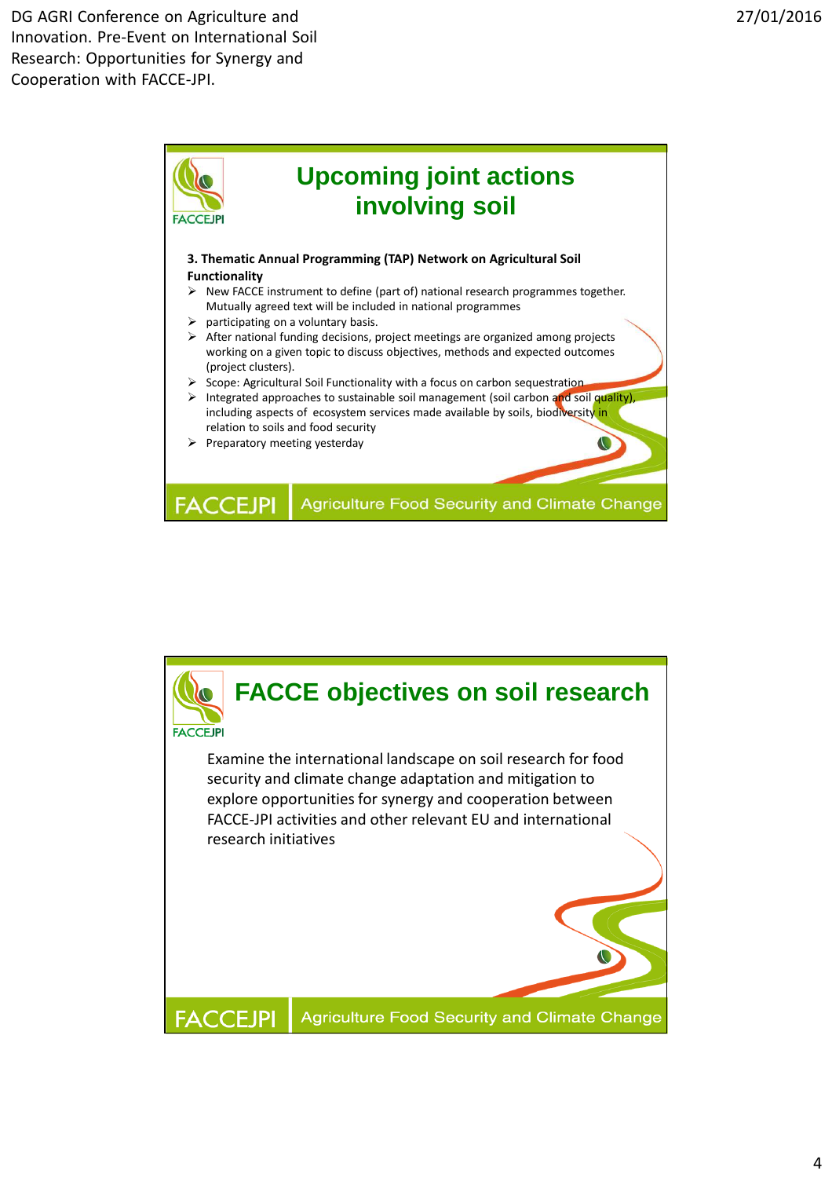## Upcoming joint actions involving soil

**3. Thematic Annual Programming (TAP) Network on Agricultural Soil Functionality**

- New FACCE instrument to define (part of) national research programmes together. Mutually agreed text will be included in national programmes
- participating on a voluntary basis.
- After national funding decisions, project meetings are organized among projects working on a given topic to discuss objectives, methods and expected outcomes (project clusters).
- Scope: Agricultural Soil Functionality with a focus on carbon sequestration
- Integrated approaches to sustainable soil management (soil carbon and soil quality), including aspects of ecosystem services made available by soils, biodiversity in relation to soils and food security
- Preparatory meeting yesterday

FACCEJPI Agriculture Food Security and Climate Change

## FACCE objectives on soil research

Examine the international landscape on soil research for food security and climate change adaptation and mitigation to explore opportunities for synergy and cooperation between FACCE-JPI activities and other relevant EU and international research initiatives

FACCEJPI Agriculture Food Security and Climate Change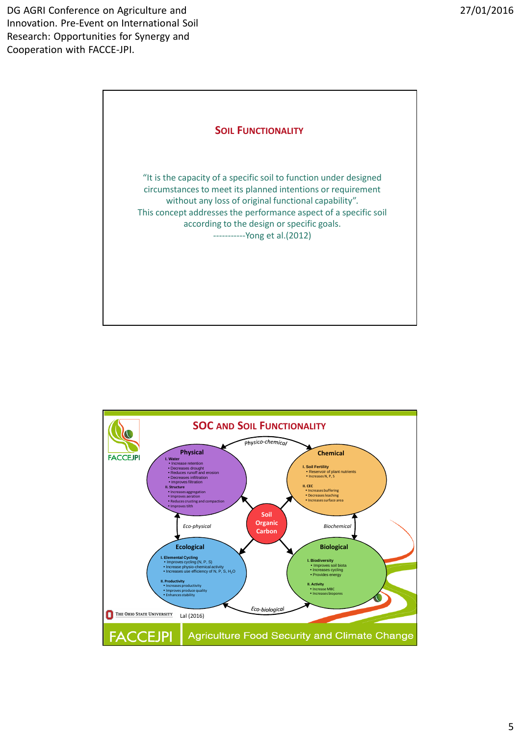## Soil Functionality

"It is the capacity of a specific soil to function under designed circumstances to meet its planned intentions or requirement without any loss of original functional capability". This concept addresses the performance aspect of a specific soil according to the design or specific goals.

-----------Yong et al.(2012)

## SOC and Soil Functionality

**Soil Organic Carbon**

*Physico-chemical* · *Eco-physical* · *Biochemical* · *Eco-biological*

**Physical**

- I. Water
  - Increase retention
  - Decreases drought
  - Reduces runoff and erosion
  - Decreases infiltration
  - Improves filtration
- II. Structure
  - Increases aggregation
  - Improves aeration
  - Reduces crusting and compaction
  - Improves tilth

**Chemical**

- I. Soil Fertility
  - Reservoir of plant nutrients
  - Increases N, P, S
- II. CEC
  - Increases buffering
  - Decreases leaching
  - Increases surface area

**Ecological**

- I. Elemental Cycling
  - Improves cycling (N, P, S)
  - Increase physio-chemical activity
  - Increases use efficiency of N, P, S, $H_2O$
- II. Productivity
  - Increases productivity
  - Improves produce quality
  - Enhances stability

**Biological**

- I. Biodiversity
  - Improves soil biota
  - Increases cycling
  - Provides energy
- II. Activity
  - Increase MBC
  - Increases biopores

The Ohio State University Lal (2016)

FACCEJPI Agriculture Food Security and Climate Change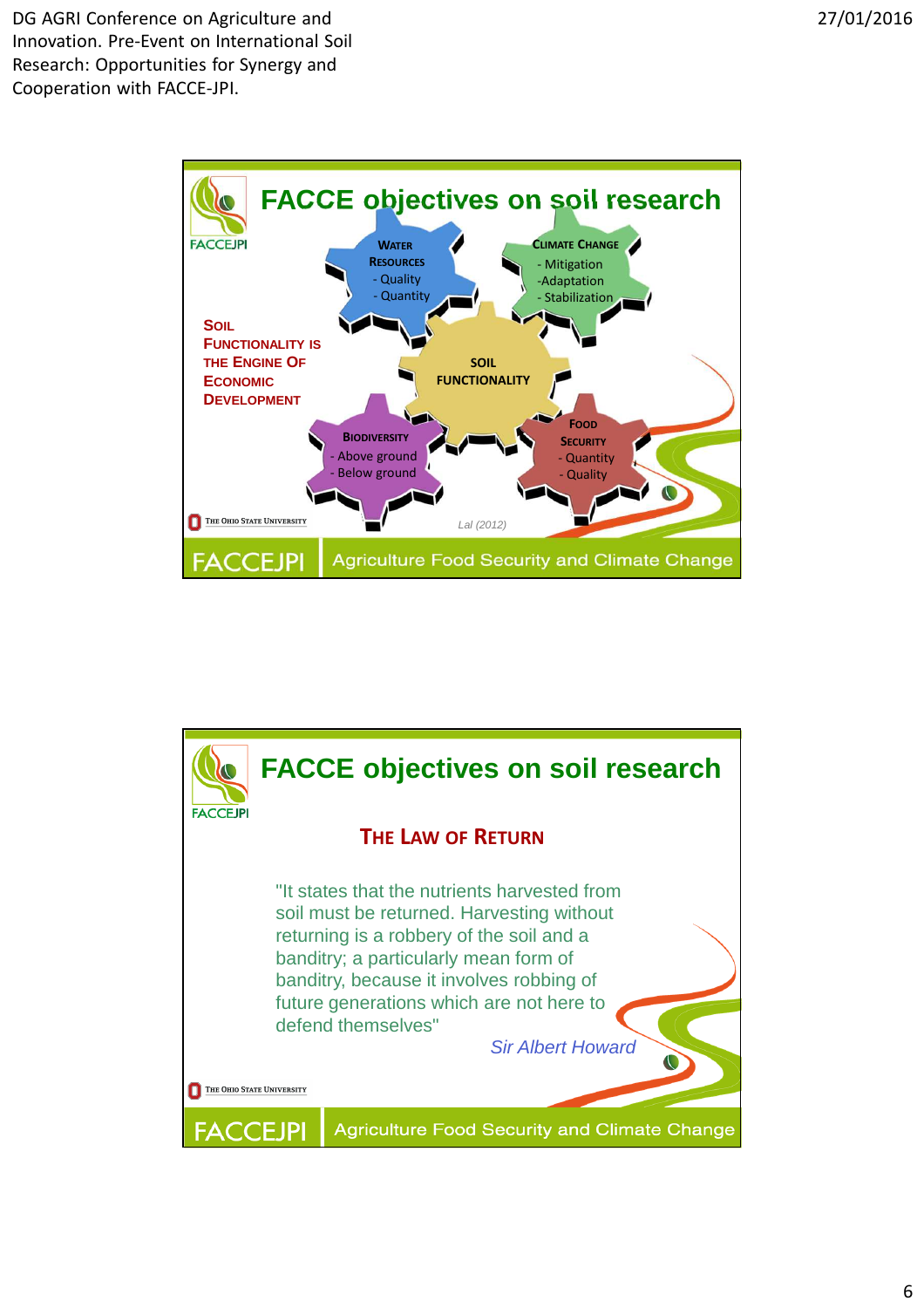## FACCE objectives on soil research

**SOIL FUNCTIONALITY IS THE ENGINE OF ECONOMIC DEVELOPMENT**

- **WATER RESOURCES**
  - Quality
  - Quantity
- **CLIMATE CHANGE**
  - Mitigation
  - Adaptation
  - Stabilization
- **SOIL FUNCTIONALITY**
- **BIODIVERSITY**
  - Above ground
  - Below ground
- **FOOD SECURITY**
  - Quantity
  - Quality

*Lal (2012)*

THE OHIO STATE UNIVERSITY

FACCEJPI Agriculture Food Security and Climate Change

## FACCE objectives on soil research

### THE LAW OF RETURN

"It states that the nutrients harvested from soil must be returned. Harvesting without returning is a robbery of the soil and a banditry; a particularly mean form of banditry, because it involves robbing of future generations which are not here to defend themselves"

*Sir Albert Howard*

THE OHIO STATE UNIVERSITY

FACCEJPI Agriculture Food Security and Climate Change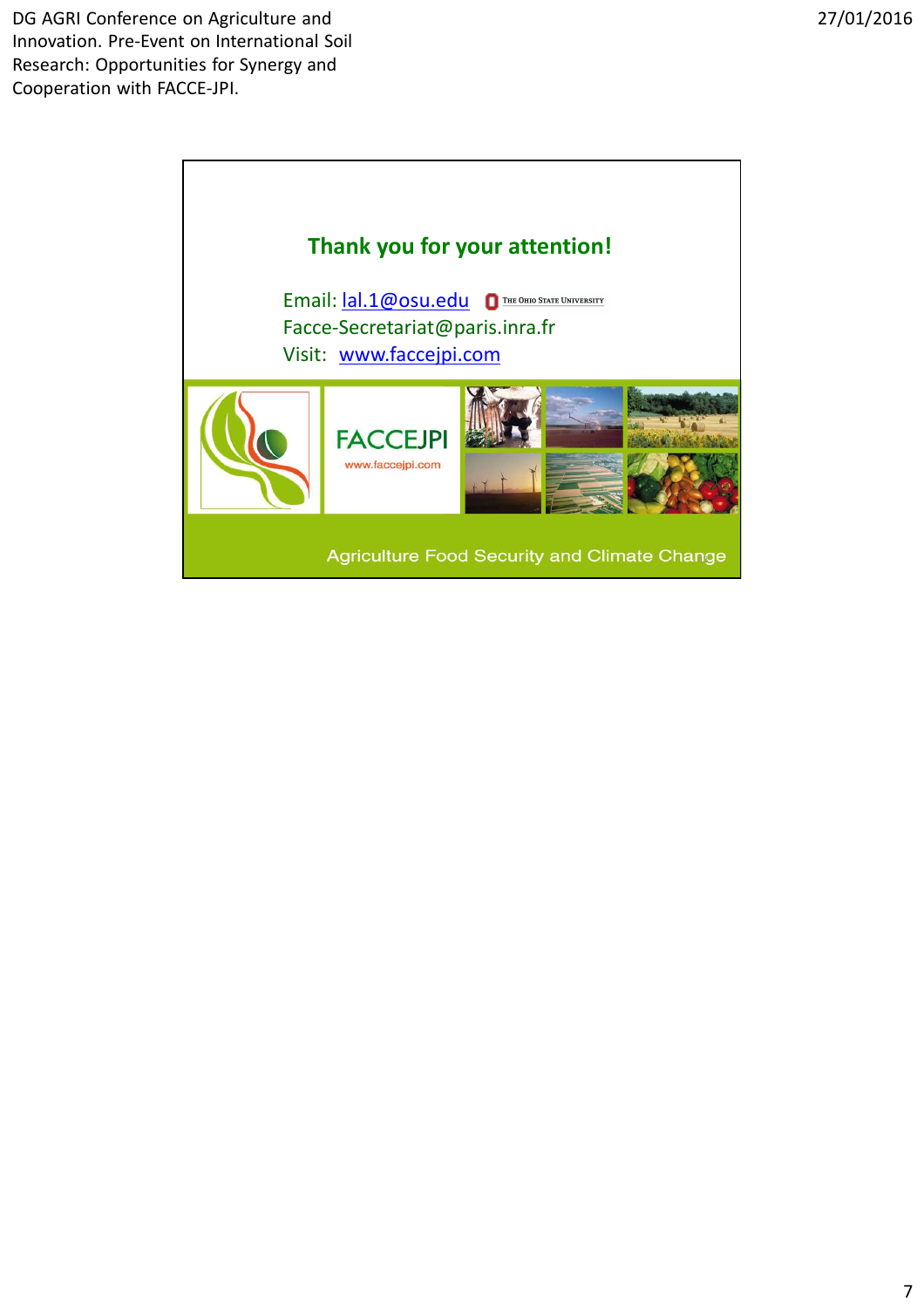## Thank you for your attention!

Email: lal.1@osu.edu The Ohio State University

Facce-Secretariat@paris.inra.fr

Visit: www.faccejpi.com

FACCEJPI

www.faccejpi.com

Agriculture Food Security and Climate Change